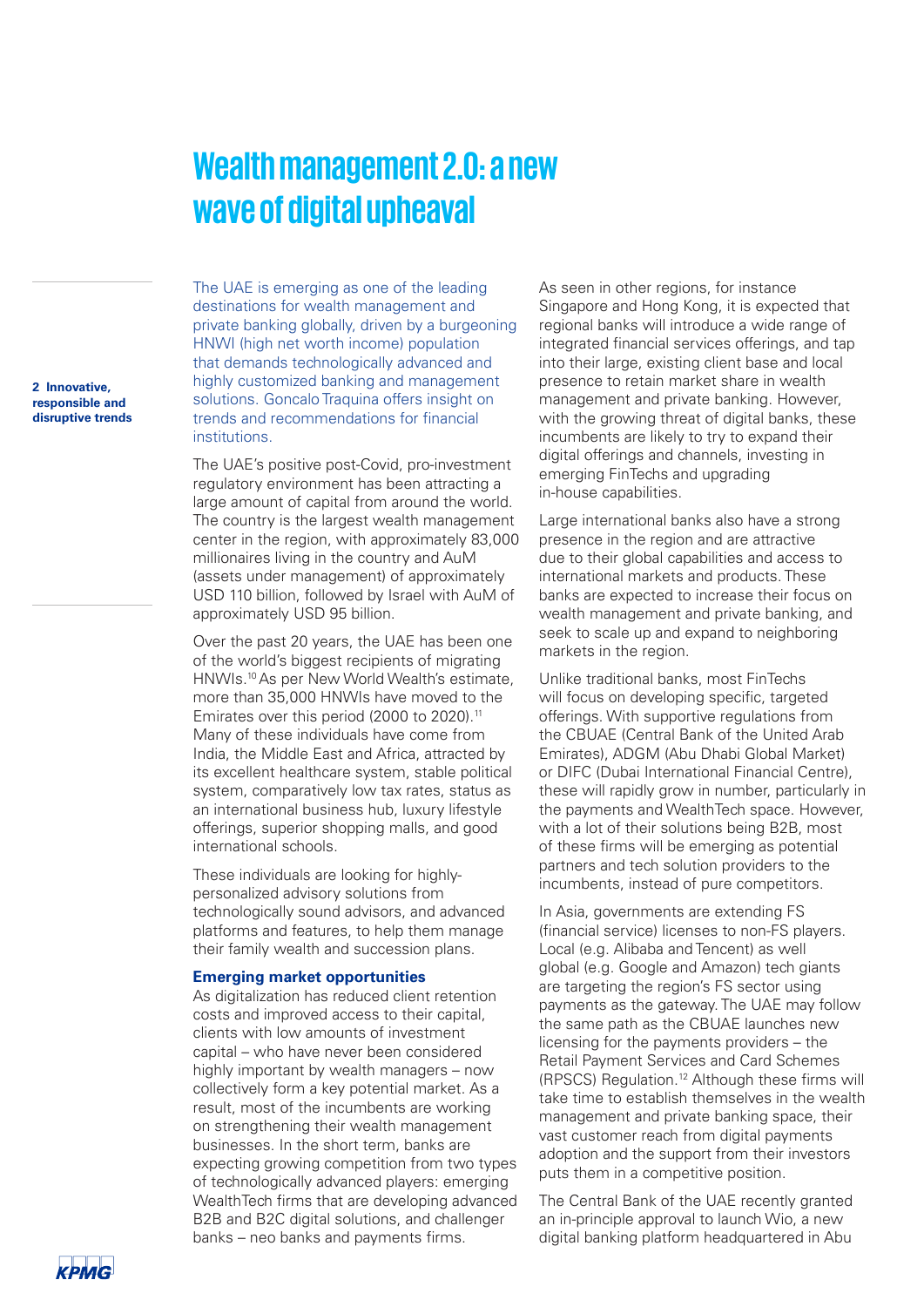# Wealth management 2.0: a new wave of digital upheaval

2 Innovative, responsible and disruptive trends

The UAE is emerging as one of the leading destinations for wealth management and private banking globally, driven by a burgeoning HNWI (high net worth income) population that demands technologically advanced and highly customized banking and management solutions. Goncalo Traquina offers insight on trends and recommendations for financial institutions.

The UAE's positive post-Covid, pro-investment regulatory environment has been attracting a large amount of capital from around the world. The country is the largest wealth management center in the region, with approximately 83,000 millionaires living in the country and AuM (assets under management) of approximately USD 110 billion, followed by Israel with AuM of approximately USD 95 billion.

Over the past 20 years, the UAE has been one of the world's biggest recipients of migrating HNWIs.[10] As per New World Wealth's estimate, more than 35,000 HNWIs have moved to the Emirates over this period (2000 to 2020).[11] Many of these individuals have come from India, the Middle East and Africa, attracted by its excellent healthcare system, stable political system, comparatively low tax rates, status as an international business hub, luxury lifestyle offerings, superior shopping malls, and good international schools.

These individuals are looking for highly-personalized advisory solutions from technologically sound advisors, and advanced platforms and features, to help them manage their family wealth and succession plans.

### Emerging market opportunities

As digitalization has reduced client retention costs and improved access to their capital, clients with low amounts of investment capital – who have never been considered highly important by wealth managers – now collectively form a key potential market. As a result, most of the incumbents are working on strengthening their wealth management businesses. In the short term, banks are expecting growing competition from two types of technologically advanced players: emerging WealthTech firms that are developing advanced B2B and B2C digital solutions, and challenger banks – neo banks and payments firms.

As seen in other regions, for instance Singapore and Hong Kong, it is expected that regional banks will introduce a wide range of integrated financial services offerings, and tap into their large, existing client base and local presence to retain market share in wealth management and private banking. However, with the growing threat of digital banks, these incumbents are likely to try to expand their digital offerings and channels, investing in emerging FinTechs and upgrading in-house capabilities.

Large international banks also have a strong presence in the region and are attractive due to their global capabilities and access to international markets and products. These banks are expected to increase their focus on wealth management and private banking, and seek to scale up and expand to neighboring markets in the region.

Unlike traditional banks, most FinTechs will focus on developing specific, targeted offerings. With supportive regulations from the CBUAE (Central Bank of the United Arab Emirates), ADGM (Abu Dhabi Global Market) or DIFC (Dubai International Financial Centre), these will rapidly grow in number, particularly in the payments and WealthTech space. However, with a lot of their solutions being B2B, most of these firms will be emerging as potential partners and tech solution providers to the incumbents, instead of pure competitors.

In Asia, governments are extending FS (financial service) licenses to non-FS players. Local (e.g. Alibaba and Tencent) as well global (e.g. Google and Amazon) tech giants are targeting the region's FS sector using payments as the gateway. The UAE may follow the same path as the CBUAE launches new licensing for the payments providers – the Retail Payment Services and Card Schemes (RPSCS) Regulation.[12] Although these firms will take time to establish themselves in the wealth management and private banking space, their vast customer reach from digital payments adoption and the support from their investors puts them in a competitive position.

The Central Bank of the UAE recently granted an in-principle approval to launch Wio, a new digital banking platform headquartered in Abu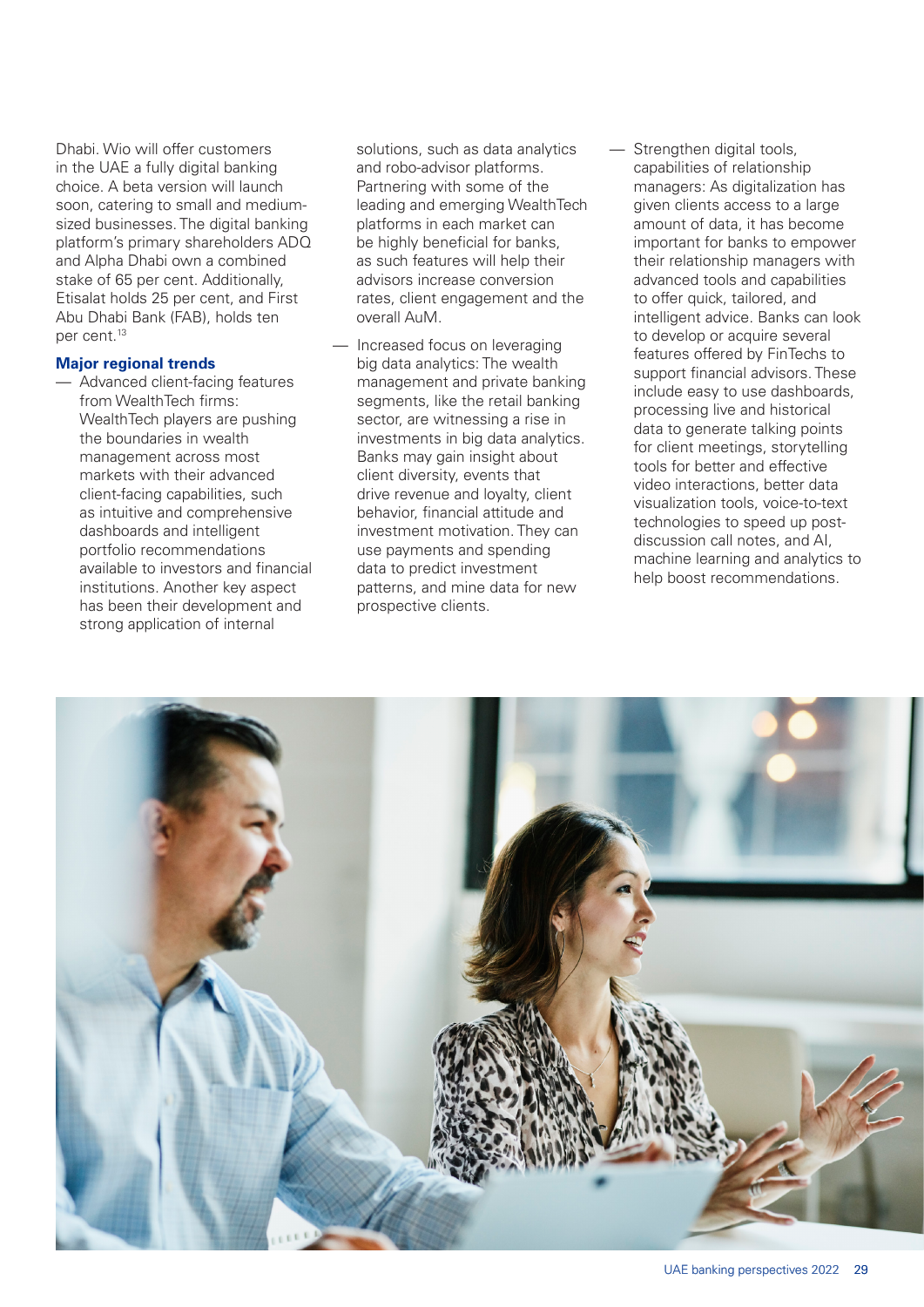Dhabi. Wio will offer customers in the UAE a fully digital banking choice. A beta version will launch soon, catering to small and medium-sized businesses. The digital banking platform's primary shareholders ADQ and Alpha Dhabi own a combined stake of 65 per cent. Additionally, Etisalat holds 25 per cent, and First Abu Dhabi Bank (FAB), holds ten per cent.[13]

### Major regional trends

- Advanced client-facing features from WealthTech firms: WealthTech players are pushing the boundaries in wealth management across most markets with their advanced client-facing capabilities, such as intuitive and comprehensive dashboards and intelligent portfolio recommendations available to investors and financial institutions. Another key aspect has been their development and strong application of internal solutions, such as data analytics and robo-advisor platforms. Partnering with some of the leading and emerging WealthTech platforms in each market can be highly beneficial for banks, as such features will help their advisors increase conversion rates, client engagement and the overall AuM.
- Increased focus on leveraging big data analytics: The wealth management and private banking segments, like the retail banking sector, are witnessing a rise in investments in big data analytics. Banks may gain insight about client diversity, events that drive revenue and loyalty, client behavior, financial attitude and investment motivation. They can use payments and spending data to predict investment patterns, and mine data for new prospective clients.
- Strengthen digital tools, capabilities of relationship managers: As digitalization has given clients access to a large amount of data, it has become important for banks to empower their relationship managers with advanced tools and capabilities to offer quick, tailored, and intelligent advice. Banks can look to develop or acquire several features offered by FinTechs to support financial advisors. These include easy to use dashboards, processing live and historical data to generate talking points for client meetings, storytelling tools for better and effective video interactions, better data visualization tools, voice-to-text technologies to speed up post-discussion call notes, and AI, machine learning and analytics to help boost recommendations.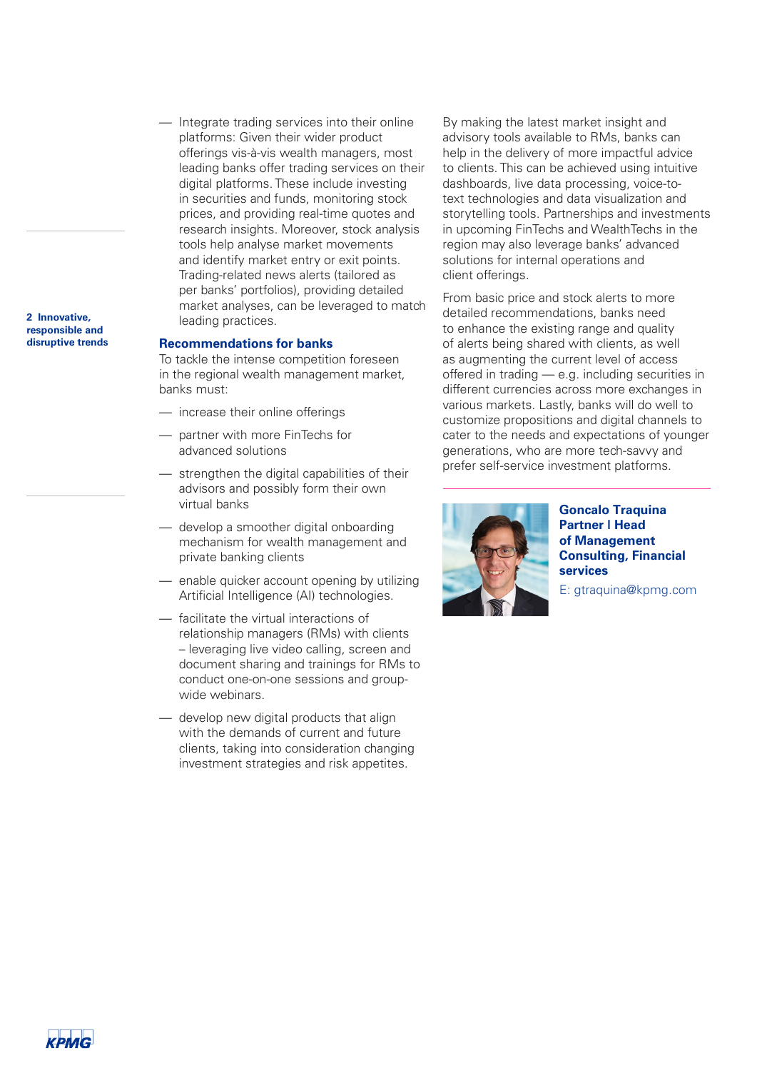— Integrate trading services into their online platforms: Given their wider product offerings vis-à-vis wealth managers, most leading banks offer trading services on their digital platforms. These include investing in securities and funds, monitoring stock prices, and providing real-time quotes and research insights. Moreover, stock analysis tools help analyse market movements and identify market entry or exit points. Trading-related news alerts (tailored as per banks' portfolios), providing detailed market analyses, can be leveraged to match leading practices.

### Recommendations for banks

To tackle the intense competition foreseen in the regional wealth management market, banks must:

- increase their online offerings
- partner with more FinTechs for advanced solutions
- strengthen the digital capabilities of their advisors and possibly form their own virtual banks
- develop a smoother digital onboarding mechanism for wealth management and private banking clients
- enable quicker account opening by utilizing Artificial Intelligence (AI) technologies.
- facilitate the virtual interactions of relationship managers (RMs) with clients – leveraging live video calling, screen and document sharing and trainings for RMs to conduct one-on-one sessions and group-wide webinars.
- develop new digital products that align with the demands of current and future clients, taking into consideration changing investment strategies and risk appetites.

By making the latest market insight and advisory tools available to RMs, banks can help in the delivery of more impactful advice to clients. This can be achieved using intuitive dashboards, live data processing, voice-to-text technologies and data visualization and storytelling tools. Partnerships and investments in upcoming FinTechs and WealthTechs in the region may also leverage banks' advanced solutions for internal operations and client offerings.

From basic price and stock alerts to more detailed recommendations, banks need to enhance the existing range and quality of alerts being shared with clients, as well as augmenting the current level of access offered in trading — e.g. including securities in different currencies across more exchanges in various markets. Lastly, banks will do well to customize propositions and digital channels to cater to the needs and expectations of younger generations, who are more tech-savvy and prefer self-service investment platforms.

**Goncalo Traquina**
**Partner I Head of Management Consulting, Financial services**

E: gtraquina@kpmg.com